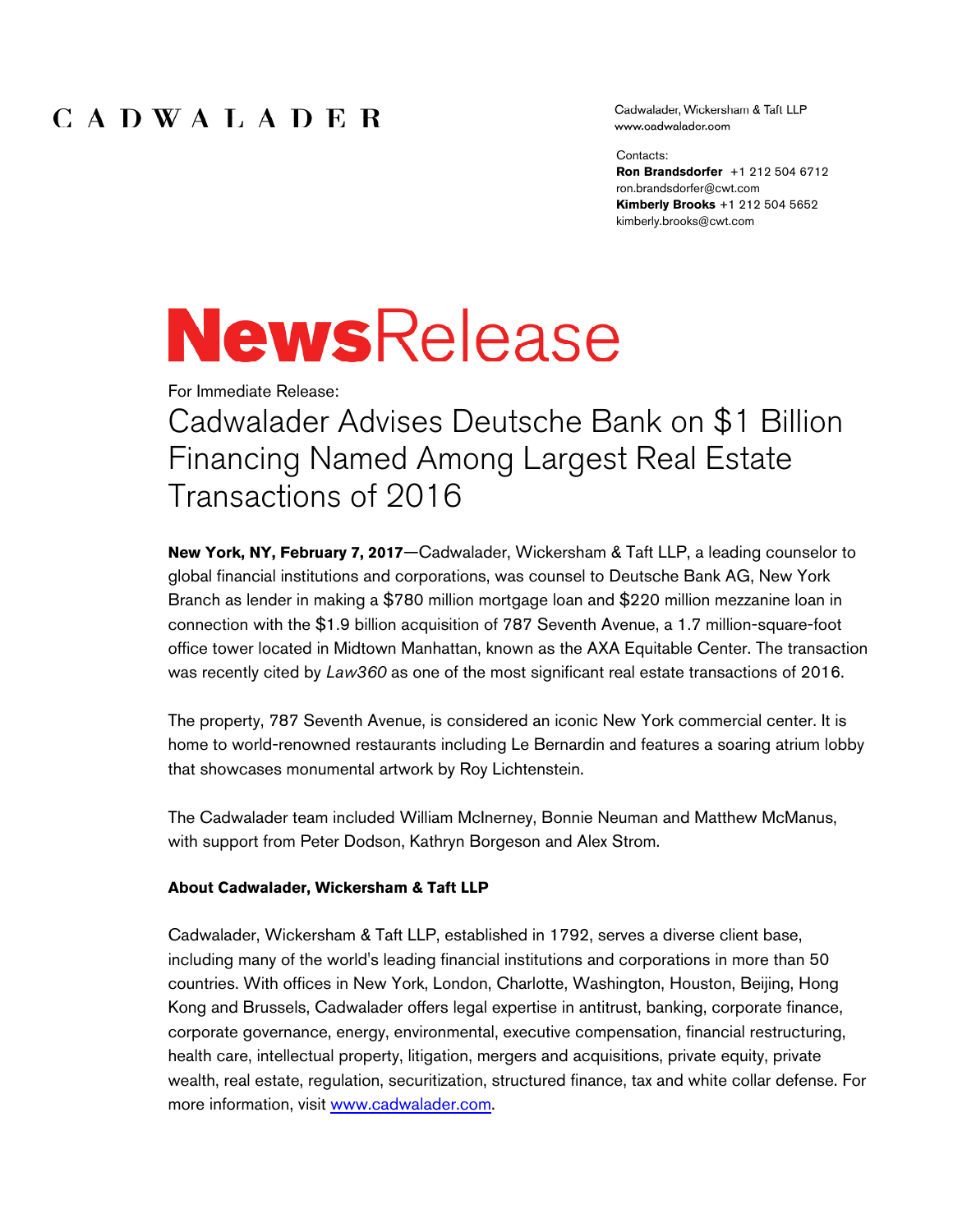CADWALADER

Cadwalader, Wickersham & Taft LLP
www.cadwalader.com

Contacts:
**Ron Brandsdorfer** +1 212 504 6712
ron.brandsdorfer@cwt.com
**Kimberly Brooks** +1 212 504 5652
kimberly.brooks@cwt.com

# **News**Release

For Immediate Release:

## Cadwalader Advises Deutsche Bank on $1 Billion Financing Named Among Largest Real Estate Transactions of 2016

**New York, NY, February 7, 2017**—Cadwalader, Wickersham & Taft LLP, a leading counselor to global financial institutions and corporations, was counsel to Deutsche Bank AG, New York Branch as lender in making a $780 million mortgage loan and $220 million mezzanine loan in connection with the $1.9 billion acquisition of 787 Seventh Avenue, a 1.7 million-square-foot office tower located in Midtown Manhattan, known as the AXA Equitable Center. The transaction was recently cited by *Law360* as one of the most significant real estate transactions of 2016.

The property, 787 Seventh Avenue, is considered an iconic New York commercial center. It is home to world-renowned restaurants including Le Bernardin and features a soaring atrium lobby that showcases monumental artwork by Roy Lichtenstein.

The Cadwalader team included William McInerney, Bonnie Neuman and Matthew McManus, with support from Peter Dodson, Kathryn Borgeson and Alex Strom.

**About Cadwalader, Wickersham & Taft LLP**

Cadwalader, Wickersham & Taft LLP, established in 1792, serves a diverse client base, including many of the world's leading financial institutions and corporations in more than 50 countries. With offices in New York, London, Charlotte, Washington, Houston, Beijing, Hong Kong and Brussels, Cadwalader offers legal expertise in antitrust, banking, corporate finance, corporate governance, energy, environmental, executive compensation, financial restructuring, health care, intellectual property, litigation, mergers and acquisitions, private equity, private wealth, real estate, regulation, securitization, structured finance, tax and white collar defense. For more information, visit www.cadwalader.com.